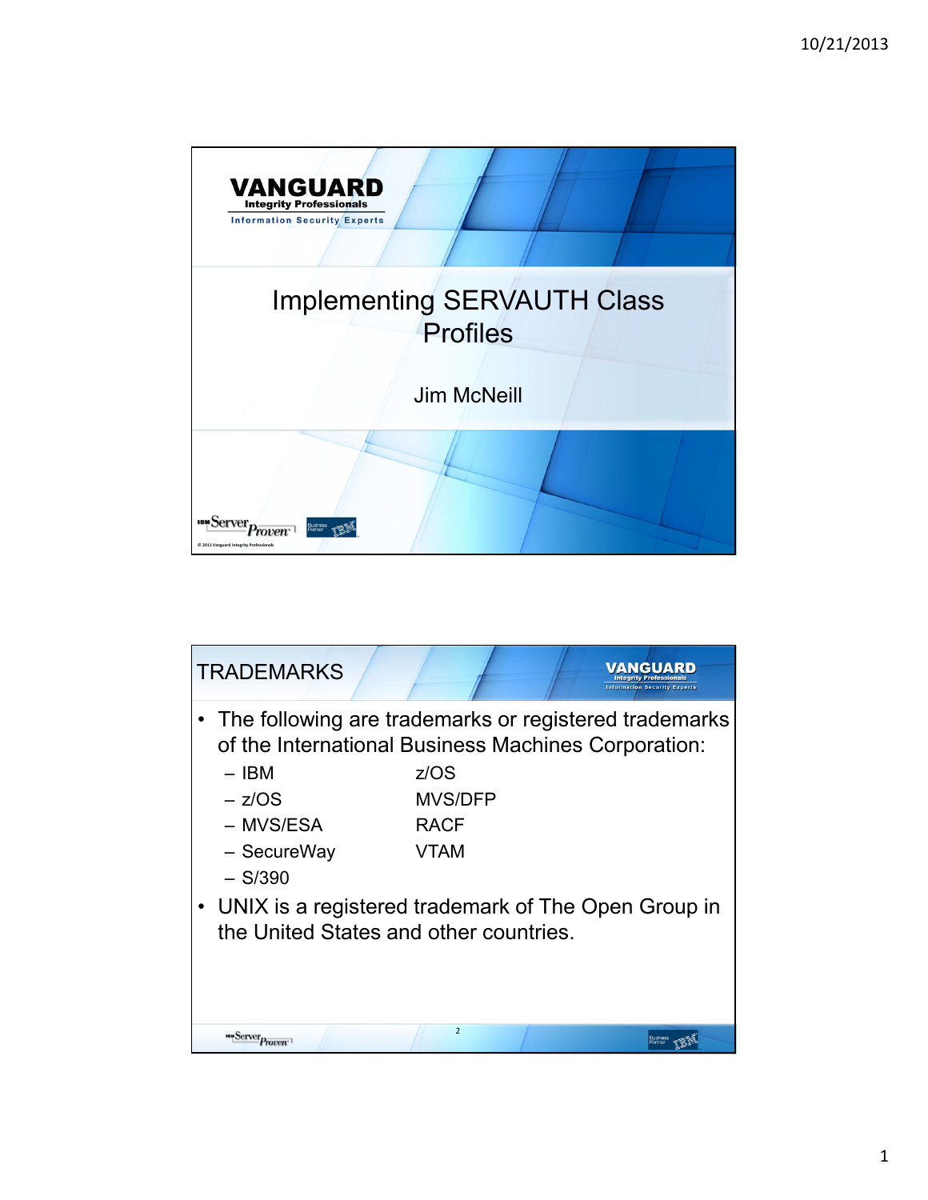# Implementing SERVAUTH Class Profiles

Jim McNeill

© 2011 Vanguard Integrity Professionals

## TRADEMARKS

- The following are trademarks or registered trademarks of the International Business Machines Corporation:
  - IBM
  - z/OS
  - MVS/ESA
  - SecureWay
  - S/390
  - z/OS
  - MVS/DFP
  - RACF
  - VTAM
- UNIX is a registered trademark of The Open Group in the United States and other countries.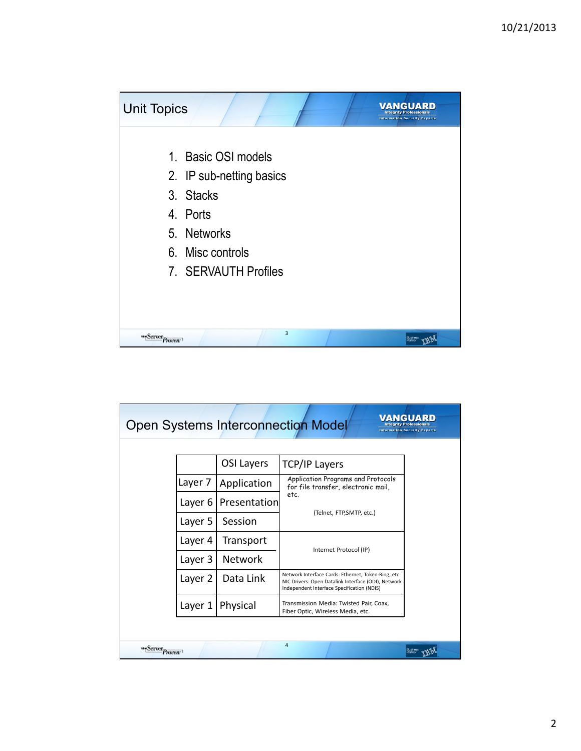## Unit Topics

1. Basic OSI models
2. IP sub-netting basics
3. Stacks
4. Ports
5. Networks
6. Misc controls
7. SERVAUTH Profiles

## Open Systems Interconnection Model

| | OSI Layers | TCP/IP Layers |
|---|---|---|
| Layer 7 | Application | Application Programs and Protocols for file transfer, electronic mail, etc. (Telnet, FTP,SMTP, etc.) |
| Layer 6 | Presentation | |
| Layer 5 | Session | |
| Layer 4 | Transport | Internet Protocol (IP) |
| Layer 3 | Network | |
| Layer 2 | Data Link | Network Interface Cards: Ethernet, Token-Ring, etc NIC Drivers: Open Datalink Interface (ODI), Network Independent Interface Specification (NDIS) |
| Layer 1 | Physical | Transmission Media: Twisted Pair, Coax, Fiber Optic, Wireless Media, etc. |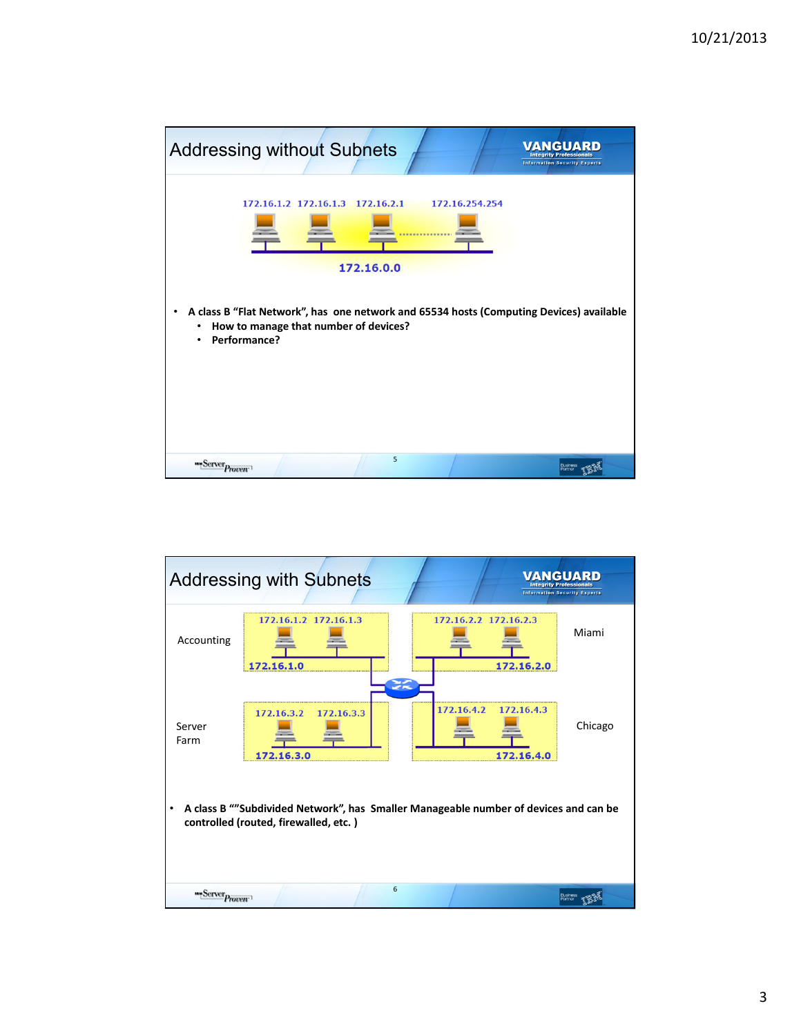## Addressing without Subnets

172.16.1.2 172.16.1.3 172.16.2.1 172.16.254.254

172.16.0.0

- A class B "Flat Network", has one network and 65534 hosts (Computing Devices) available
  - How to manage that number of devices?
  - Performance?

## Addressing with Subnets

Accounting

172.16.1.2 172.16.1.3

172.16.1.0

Miami

172.16.2.2 172.16.2.3

172.16.2.0

Server Farm

172.16.3.2 172.16.3.3

172.16.3.0

Chicago

172.16.4.2 172.16.4.3

172.16.4.0

- A class B ""Subdivided Network", has Smaller Manageable number of devices and can be controlled (routed, firewalled, etc. )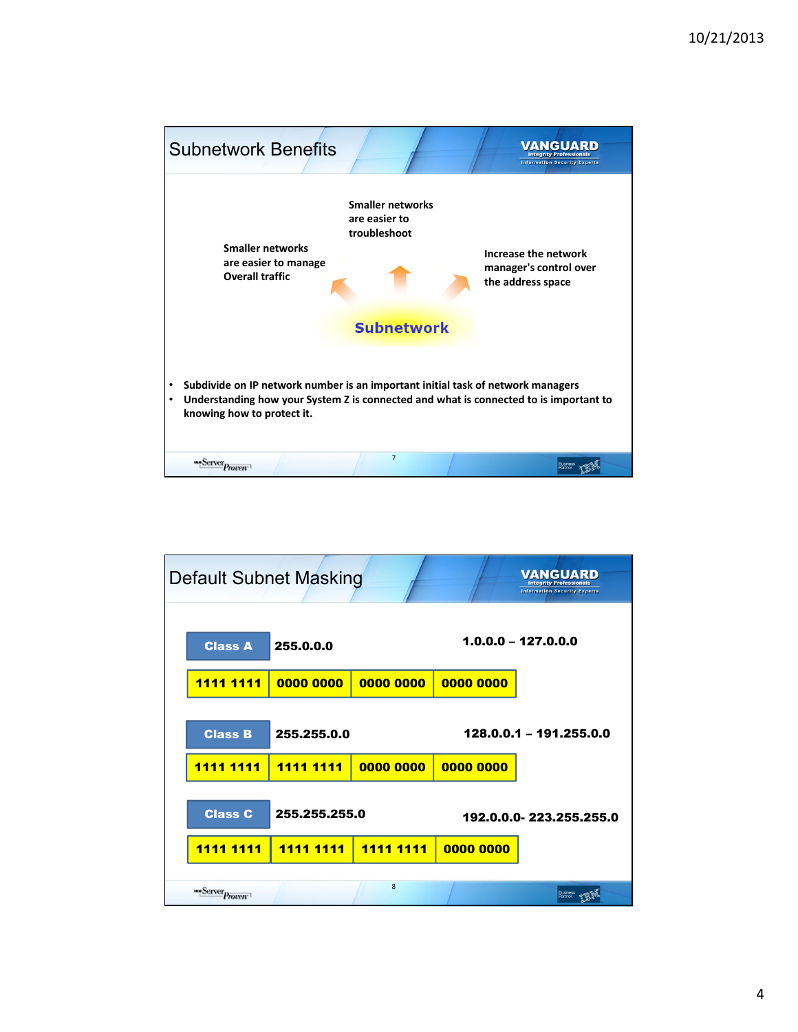## Subnetwork Benefits

Smaller networks are easier to troubleshoot

Smaller networks are easier to manage Overall traffic

Increase the network manager's control over the address space

**Subnetwork**

- Subdivide on IP network number is an important initial task of network managers
- Understanding how your System Z is connected and what is connected to is important to knowing how to protect it.

## Default Subnet Masking

**Class A** — 255.0.0.0 — 1.0.0.0 – 127.0.0.0

| 1111 1111 | 0000 0000 | 0000 0000 | 0000 0000 |
|---|---|---|---|

**Class B** — 255.255.0.0 — 128.0.0.1 – 191.255.0.0

| 1111 1111 | 1111 1111 | 0000 0000 | 0000 0000 |
|---|---|---|---|

**Class C** — 255.255.255.0 — 192.0.0.0- 223.255.255.0

| 1111 1111 | 1111 1111 | 1111 1111 | 0000 0000 |
|---|---|---|---|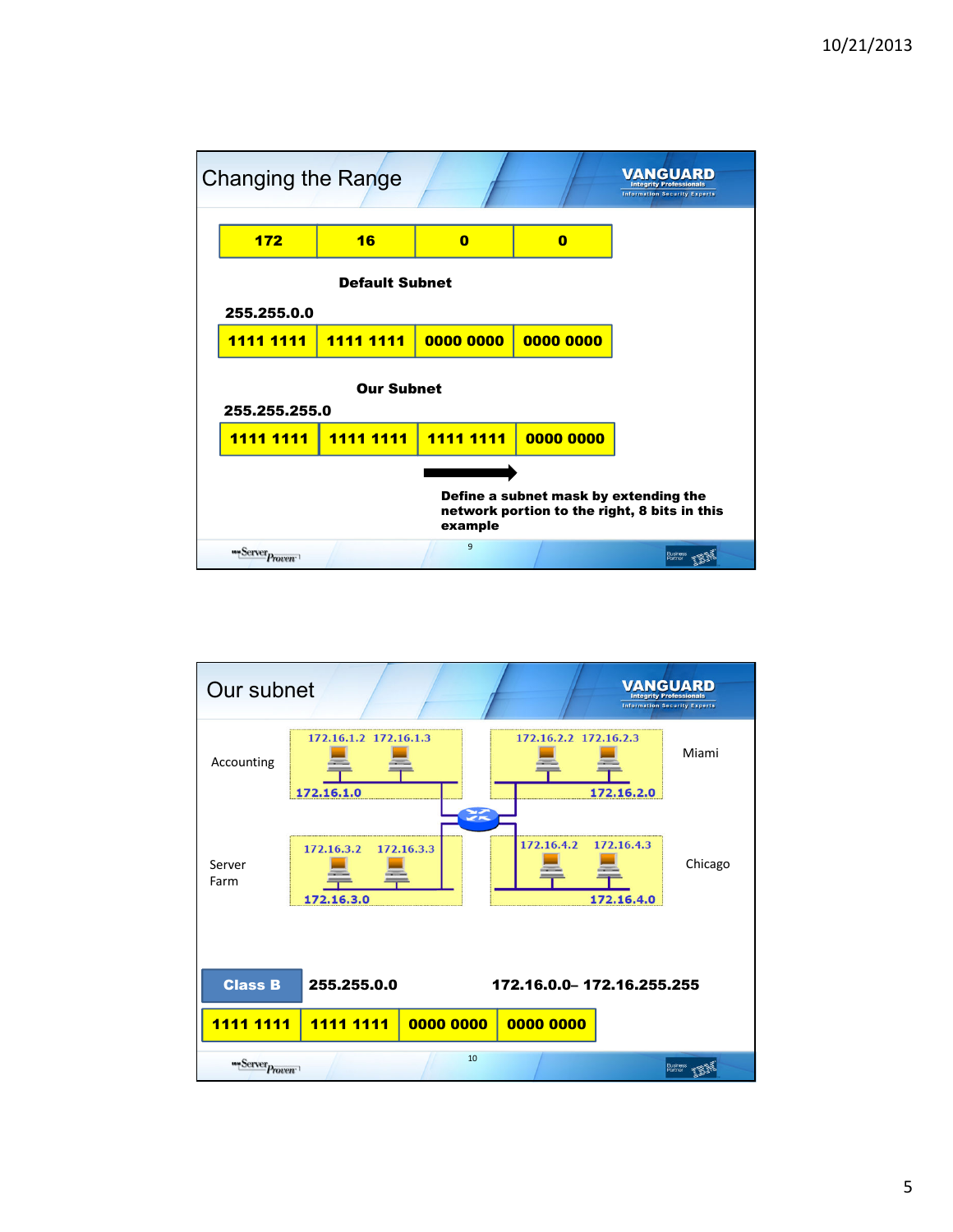## Changing the Range

| 172 | 16 | 0 | 0 |
|---|---|---|---|

**Default Subnet**

**255.255.0.0**

| 1111 1111 | 1111 1111 | 0000 0000 | 0000 0000 |
|---|---|---|---|

**Our Subnet**

**255.255.255.0**

| 1111 1111 | 1111 1111 | 1111 1111 | 0000 0000 |
|---|---|---|---|

**Define a subnet mask by extending the network portion to the right, 8 bits in this example**

## Our subnet

Accounting: 172.16.1.2, 172.16.1.3 — 172.16.1.0

Miami: 172.16.2.2, 172.16.2.3 — 172.16.2.0

Server Farm: 172.16.3.2, 172.16.3.3 — 172.16.3.0

Chicago: 172.16.4.2, 172.16.4.3 — 172.16.4.0

**Class B** **255.255.0.0** **172.16.0.0– 172.16.255.255**

| 1111 1111 | 1111 1111 | 0000 0000 | 0000 0000 |
|---|---|---|---|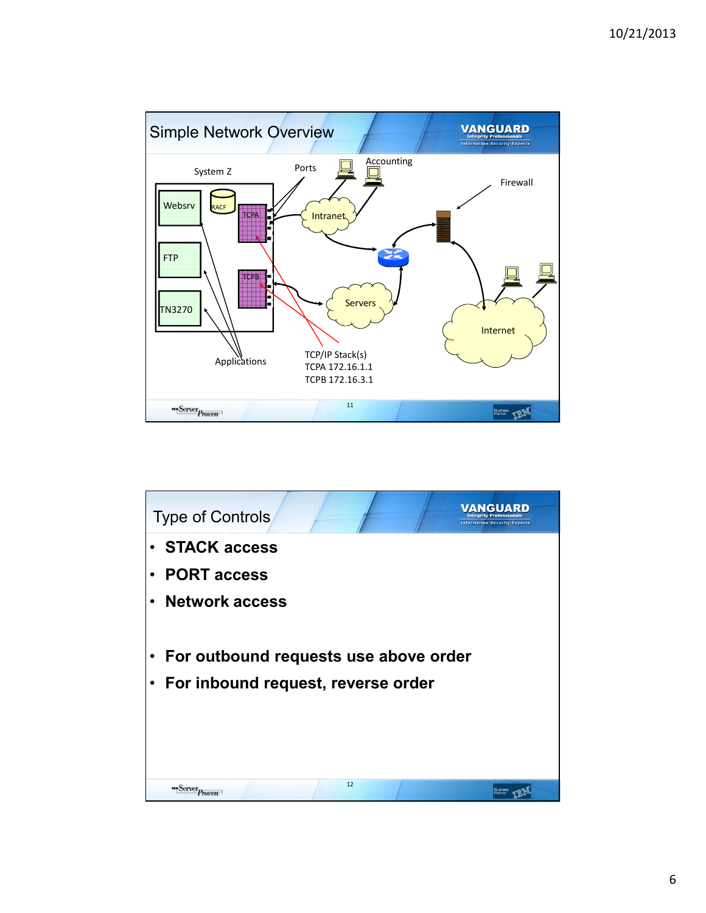## Simple Network Overview

System Z

Websrv

RACF

TCPA

FTP

TCPB

TN3270

Ports

Accounting

Intranet

Servers

Firewall

Internet

Applications

TCP/IP Stack(s)
TCPA 172.16.1.1
TCPB 172.16.3.1

## Type of Controls

- **STACK access**
- **PORT access**
- **Network access**

- **For outbound requests use above order**
- **For inbound request, reverse order**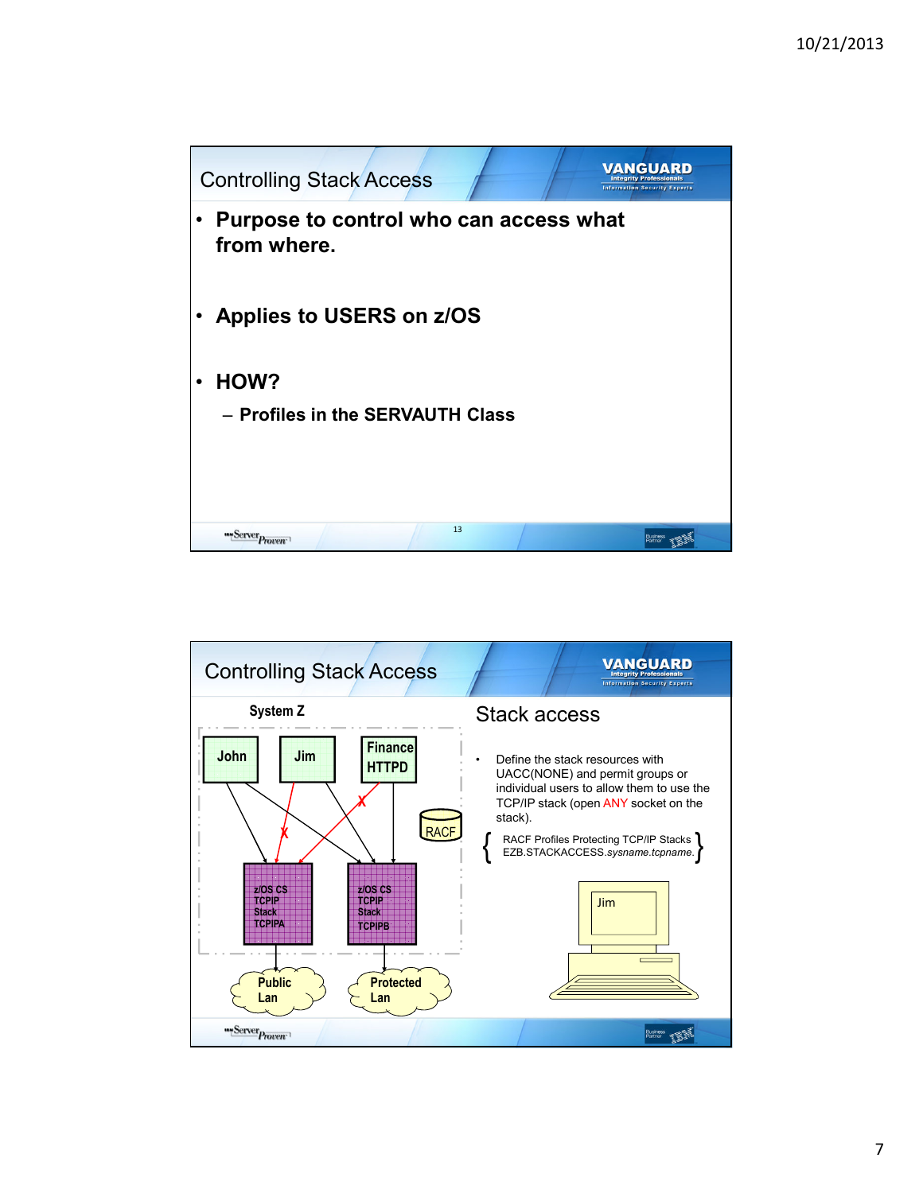## Controlling Stack Access

- **Purpose to control who can access what from where.**
- **Applies to USERS on z/OS**
- **HOW?**
  - **Profiles in the SERVAUTH Class**

## Controlling Stack Access

System Z

John | Jim | Finance HTTPD | RACF

z/OS CS TCPIP Stack TCPIPA | z/OS CS TCPIP Stack TCPIPB

Public Lan | Protected Lan

### Stack access

- Define the stack resources with UACC(NONE) and permit groups or individual users to use the TCP/IP stack (open ANY socket on the stack).

{ RACF Profiles Protecting TCP/IP Stacks EZB.STACKACCESS.*sysname.tcpname.* }

Jim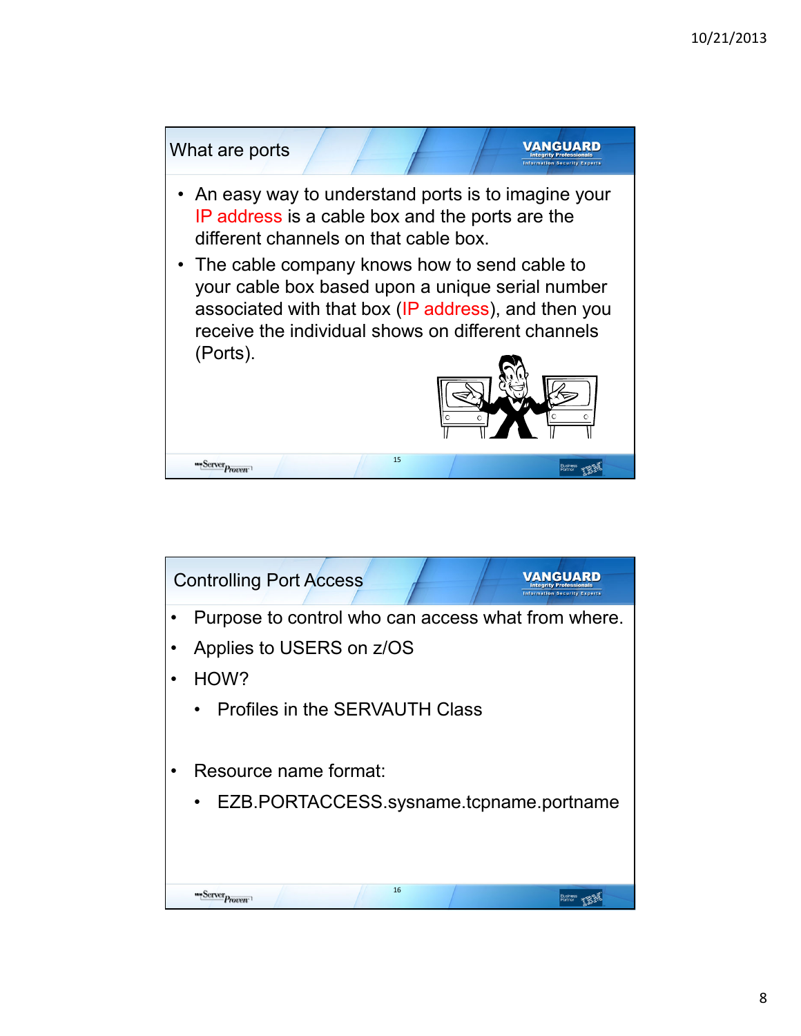## What are ports

- An easy way to understand ports is to imagine your IP address is a cable box and the ports are the different channels on that cable box.
- The cable company knows how to send cable to your cable box based upon a unique serial number associated with that box (IP address), and then you receive the individual shows on different channels (Ports).

## Controlling Port Access

- Purpose to control who can access what from where.
- Applies to USERS on z/OS
- HOW?
  - Profiles in the SERVAUTH Class
- Resource name format:
  - EZB.PORTACCESS.sysname.tcpname.portname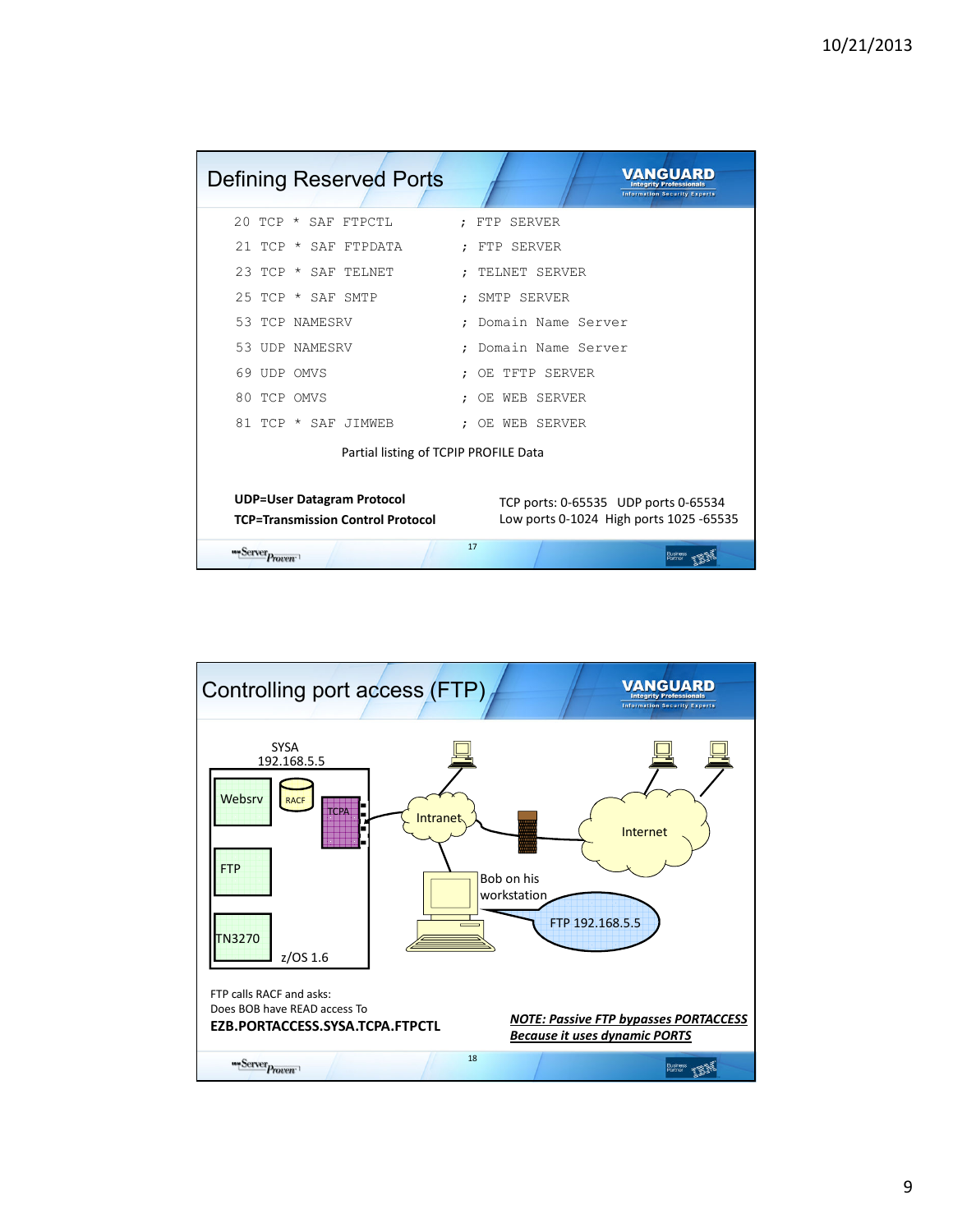## Defining Reserved Ports

```
20 TCP * SAF FTPCTL         ; FTP SERVER
21 TCP * SAF FTPDATA        ; FTP SERVER
23 TCP * SAF TELNET         ; TELNET SERVER
25 TCP * SAF SMTP           ; SMTP SERVER
53 TCP NAMESRV              ; Domain Name Server
53 UDP NAMESRV              ; Domain Name Server
69 UDP OMVS                 ; OE TFTP SERVER
80 TCP OMVS                 ; OE WEB SERVER
81 TCP * SAF JIMWEB         ; OE WEB SERVER
```

Partial listing of TCPIP PROFILE Data

**UDP=User Datagram Protocol**

**TCP=Transmission Control Protocol**

TCP ports: 0-65535   UDP ports 0-65534

Low ports 0-1024   High ports 1025 -65535

## Controlling port access (FTP)

SYSA
192.168.5.5

Websrv | RACF | TCPA | FTP | TN3270 | z/OS 1.6

Intranet | Internet | Bob on his workstation | FTP 192.168.5.5

FTP calls RACF and asks:
Does BOB have READ access To
**EZB.PORTACCESS.SYSA.TCPA.FTPCTL**

***NOTE: Passive FTP bypasses PORTACCESS Because it uses dynamic PORTS***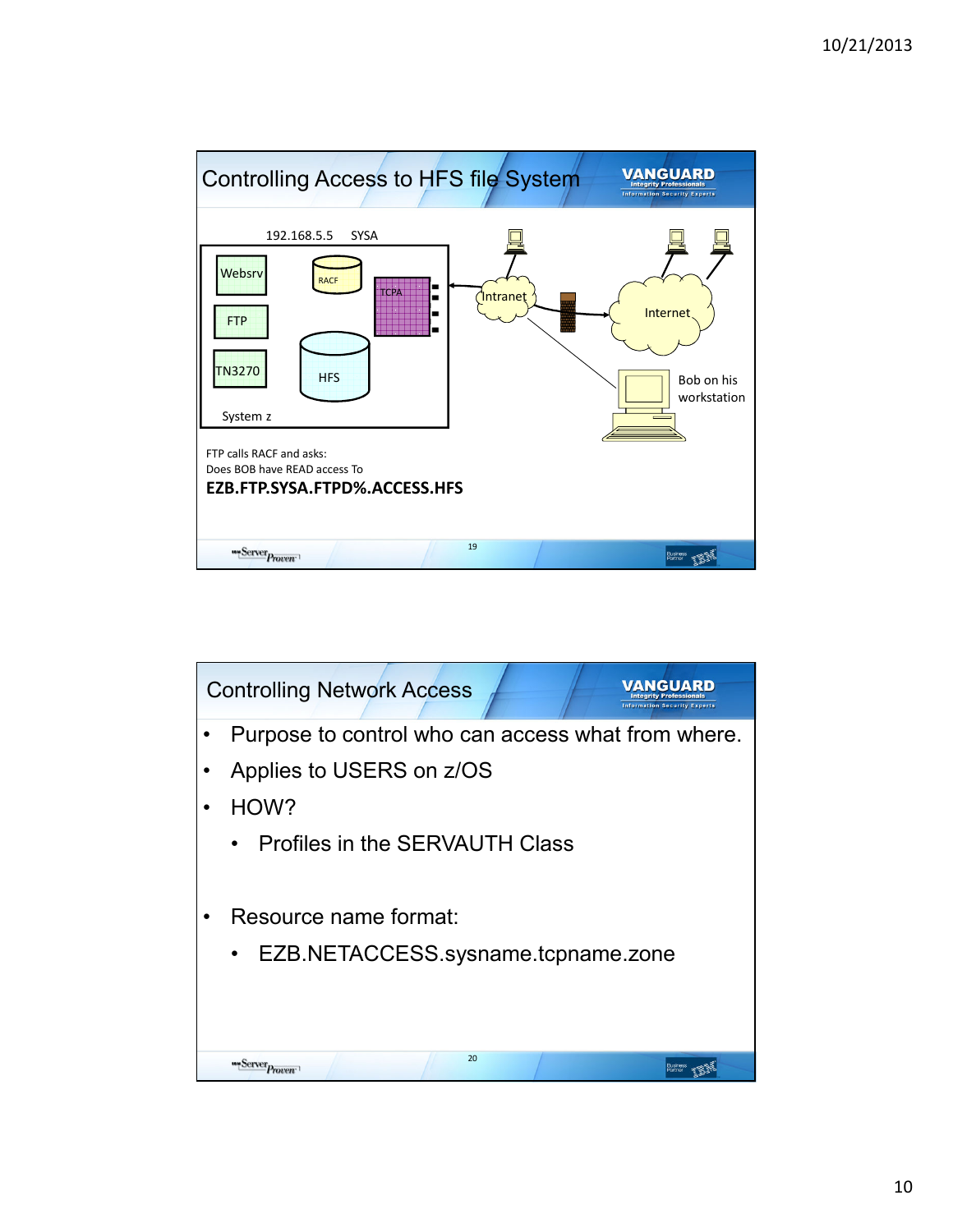## Controlling Access to HFS file System

192.168.5.5 SYSA

Websrv

RACF

TCPA

FTP

TN3270

HFS

System z

Intranet

Internet

Bob on his workstation

FTP calls RACF and asks:
Does BOB have READ access To

**EZB.FTP.SYSA.FTPD%.ACCESS.HFS**

## Controlling Network Access

- Purpose to control who can access what from where.
- Applies to USERS on z/OS
- HOW?
  - Profiles in the SERVAUTH Class
- Resource name format:
  - EZB.NETACCESS.sysname.tcpname.zone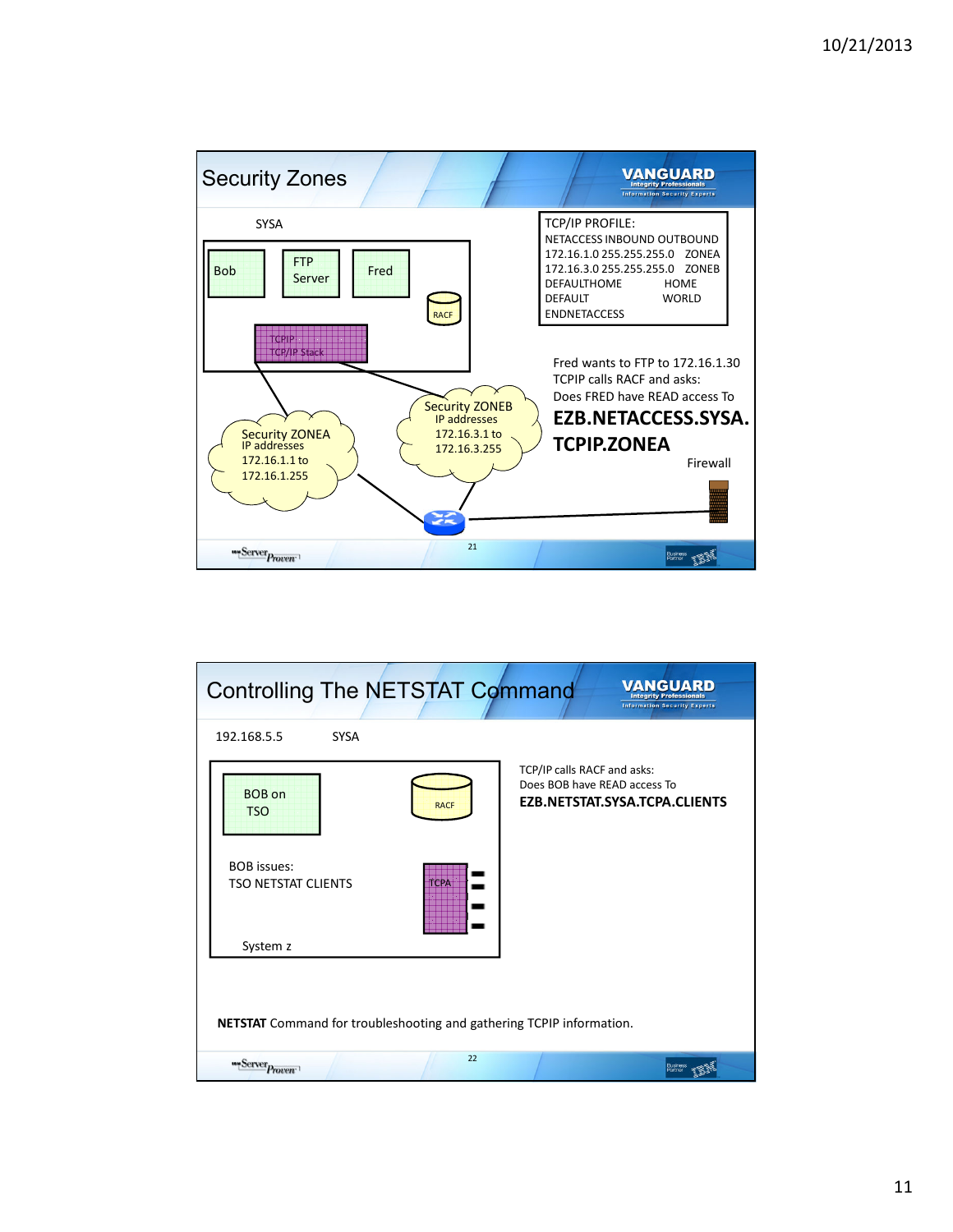## Security Zones

SYSA

Bob | FTP Server | Fred | RACF

TCPIP TCP/IP Stack

Security ZONEA IP addresses 172.16.1.1 to 172.16.1.255

Security ZONEB IP addresses 172.16.3.1 to 172.16.3.255

```
TCP/IP PROFILE:
NETACCESS INBOUND OUTBOUND
172.16.1.0 255.255.255.0   ZONEA
172.16.3.0 255.255.255.0   ZONEB
DEFAULTHOME         HOME
DEFAULT             WORLD
ENDNETACCESS
```

Fred wants to FTP to 172.16.1.30
TCPIP calls RACF and asks:
Does FRED have READ access To

**EZB.NETACCESS.SYSA.TCPIP.ZONEA**

Firewall

## Controlling The NETSTAT Command

192.168.5.5 SYSA

BOB on TSO

RACF

BOB issues:
TSO NETSTAT CLIENTS

TCPA

System z

TCP/IP calls RACF and asks:
Does BOB have READ access To
**EZB.NETSTAT.SYSA.TCPA.CLIENTS**

**NETSTAT** Command for troubleshooting and gathering TCPIP information.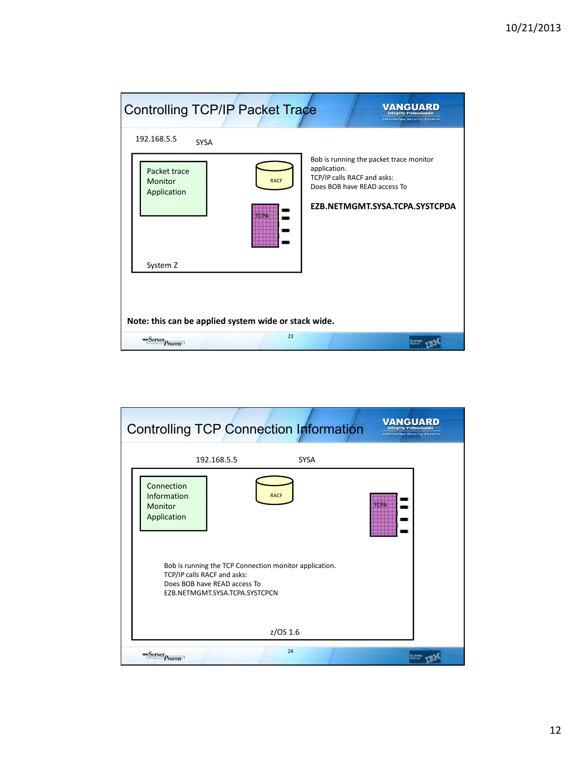## Controlling TCP/IP Packet Trace

192.168.5.5 SYSA

Packet trace Monitor Application

RACF

TCPA

System Z

Bob is running the packet trace monitor application.
TCP/IP calls RACF and asks:
Does BOB have READ access To

**EZB.NETMGMT.SYSA.TCPA.SYSTCPDA**

**Note: this can be applied system wide or stack wide.**

## Controlling TCP Connection Information

192.168.5.5 SYSA

Connection Information Monitor Application

RACF

TCPA

Bob is running the TCP Connection monitor application.
TCP/IP calls RACF and asks:
Does BOB have READ access To
EZB.NETMGMT.SYSA.TCPA.SYSTCPCN

z/OS 1.6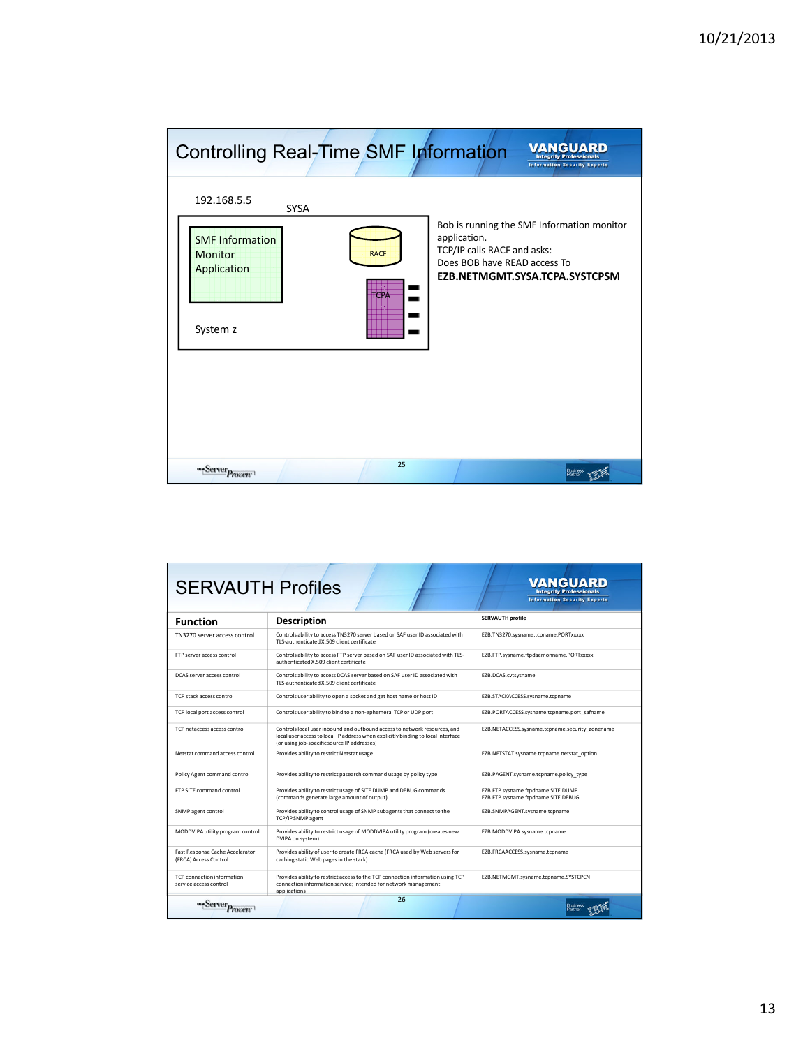## Controlling Real-Time SMF Information

192.168.5.5

SYSA

SMF Information Monitor Application

RACF

TCPA

System z

Bob is running the SMF Information monitor application.
TCP/IP calls RACF and asks:
Does BOB have READ access To
**EZB.NETMGMT.SYSA.TCPA.SYSTCPSM**

## SERVAUTH Profiles

| Function | Description | SERVAUTH profile |
|---|---|---|
| TN3270 server access control | Controls ability to access TN3270 server based on SAF user ID associated with TLS-authenticated X.509 client certificate | EZB.TN3270.sysname.tcpname.PORTxxxxx |
| FTP server access control | Controls ability to access FTP server based on SAF user ID associated with TLS-authenticated X.509 client certificate | EZB.FTP.sysname.ftpdaemonname.PORTxxxxx |
| DCAS server access control | Controls ability to access DCAS server based on SAF user ID associated with TLS-authenticated X.509 client certificate | EZB.DCAS.cvtsysname |
| TCP stack access control | Controls user ability to open a socket and get host name or host ID | EZB.STACKACCESS.sysname.tcpname |
| TCP local port access control | Controls user ability to bind to a non-ephemeral TCP or UDP port | EZB.PORTACCESS.sysname.tcpname.port_safname |
| TCP netaccess access control | Controls local user inbound and outbound access to network resources, and local user access to local IP address when explicitly binding to local interface (or using job-specific source IP addresses) | EZB.NETACCESS.sysname.tcpname.security_zonename |
| Netstat command access control | Provides ability to restrict Netstat usage | EZB.NETSTAT.sysname.tcpname.netstat_option |
| Policy Agent command control | Provides ability to restrict pasearch command usage by policy type | EZB.PAGENT.sysname.tcpname.policy_type |
| FTP SITE command control | Provides ability to restrict usage of SITE DUMP and DEBUG commands (commands generate large amount of output) | EZB.FTP.sysname.ftpdname.SITE.DUMP EZB.FTP.sysname.ftpdname.SITE.DEBUG |
| SNMP agent control | Provides ability to control usage of SNMP subagents that connect to the TCP/IP SNMP agent | EZB.SNMPAGENT.sysname.tcpname |
| MODDVIPA utility program control | Provides ability to restrict usage of MODDVIPA utility program (creates new DVIPA on system) | EZB.MODDVIPA.sysname.tcpname |
| Fast Response Cache Accelerator (FRCA) Access Control | Provides ability of user to create FRCA cache (FRCA used by Web servers for caching static Web pages in the stack) | EZB.FRCAACCESS.sysname.tcpname |
| TCP connection information service access control | Provides ability to restrict access to the TCP connection information using TCP connection information service; intended for network management applications | EZB.NETMGMT.sysname.tcpname.SYSTCPCN |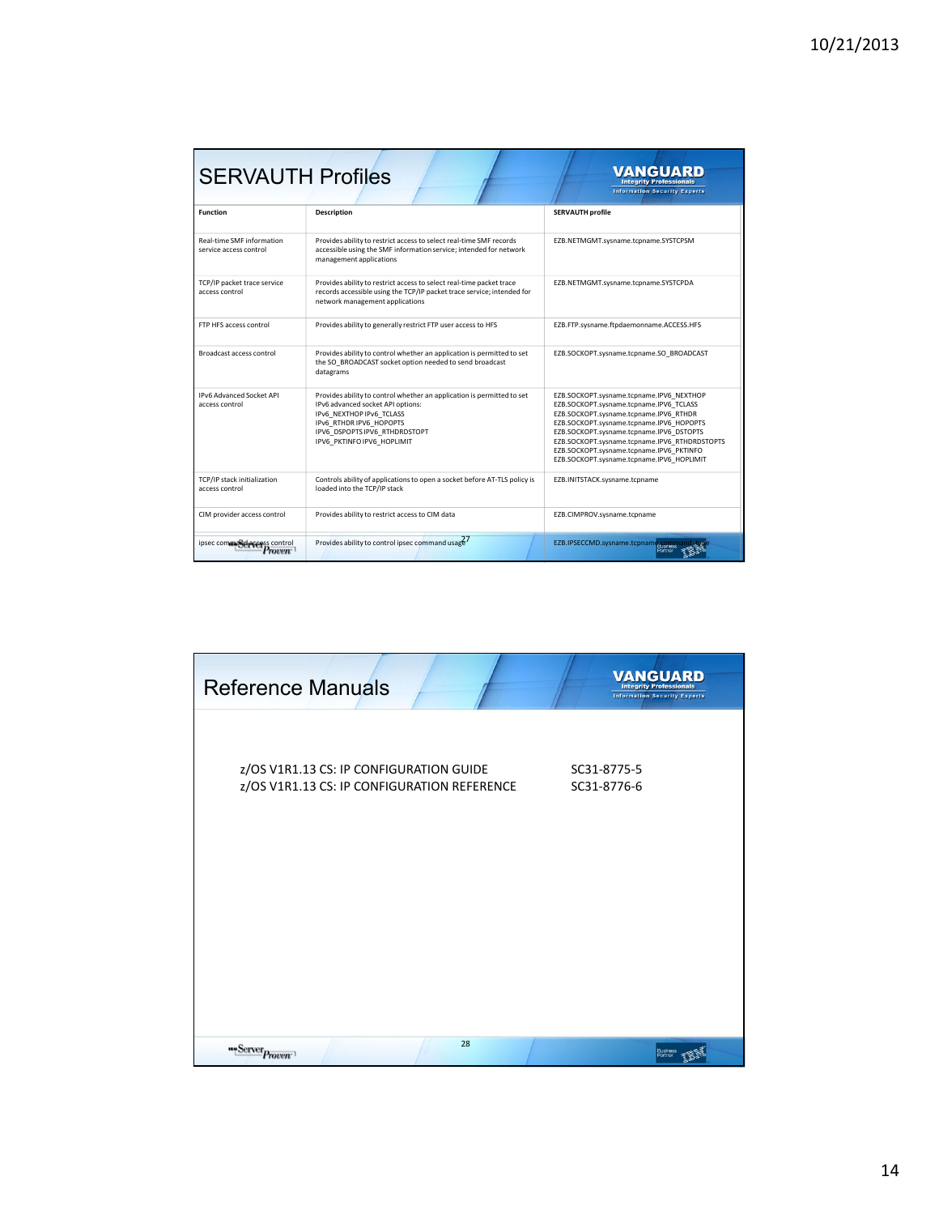## SERVAUTH Profiles

| Function | Description | SERVAUTH profile |
|---|---|---|
| Real-time SMF information service access control | Provides ability to restrict access to select real-time SMF records accessible using the SMF information service; intended for network management applications | EZB.NETMGMT.sysname.tcpname.SYSTCPSM |
| TCP/IP packet trace service access control | Provides ability to restrict access to select real-time packet trace records accessible using the TCP/IP packet trace service; intended for network management applications | EZB.NETMGMT.sysname.tcpname.SYSTCPDA |
| FTP HFS access control | Provides ability to generally restrict FTP user access to HFS | EZB.FTP.sysname.ftpdaemonname.ACCESS.HFS |
| Broadcast access control | Provides ability to control whether an application is permitted to set the SO_BROADCAST socket option needed to send broadcast datagrams | EZB.SOCKOPT.sysname.tcpname.SO_BROADCAST |
| IPv6 Advanced Socket API access control | Provides ability to control whether an application is permitted to set IPv6 advanced socket API options: IPV6_NEXTHOP IPv6_TCLASS IPv6_RTHDR IPV6_HOPOPTS IPV6_DSPOPTS IPV6_RTHDRDSTOPT IPV6_PKTINFO IPV6_HOPLIMIT | EZB.SOCKOPT.sysname.tcpname.IPV6_NEXTHOP EZB.SOCKOPT.sysname.tcpname.IPV6_TCLASS EZB.SOCKOPT.sysname.tcpname.IPV6_RTHDR EZB.SOCKOPT.sysname.tcpname.IPV6_HOPOPTS EZB.SOCKOPT.sysname.tcpname.IPV6_DSTOPTS EZB.SOCKOPT.sysname.tcpname.IPV6_RTHDRDSTOPTS EZB.SOCKOPT.sysname.tcpname.IPV6_PKTINFO EZB.SOCKOPT.sysname.tcpname.IPV6_HOPLIMIT |
| TCP/IP stack initialization access control | Controls ability of applications to open a socket before AT-TLS policy is loaded into the TCP/IP stack | EZB.INITSTACK.sysname.tcpname |
| CIM provider access control | Provides ability to restrict access to CIM data | EZB.CIMPROV.sysname.tcpname |
| ipsec command access control | Provides ability to control ipsec command usage | EZB.IPSECCMD.sysname.tcpname.command_type |

## Reference Manuals

z/OS V1R1.13 CS: IP CONFIGURATION GUIDE SC31-8775-5
z/OS V1R1.13 CS: IP CONFIGURATION REFERENCE SC31-8776-6